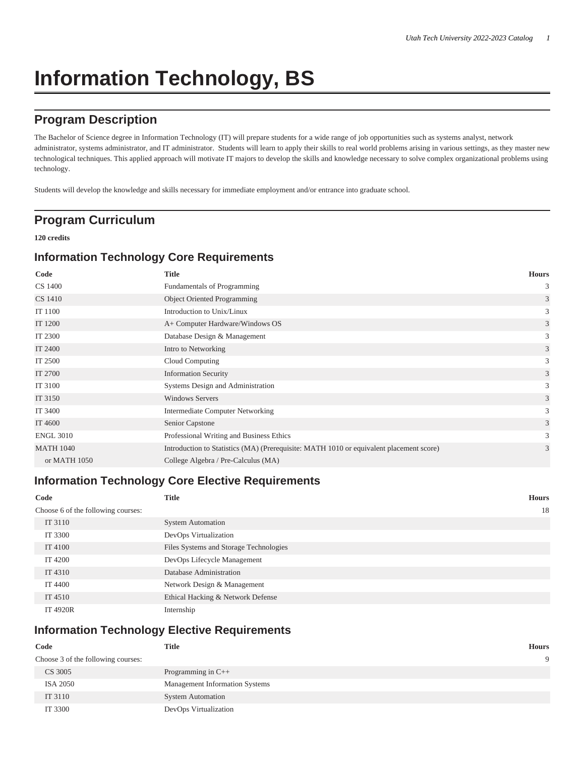# Information Technology, BS

## Program Description

The Bachelor of Science degree in Information Technology (IT) will prepare students for a wide range of job opportunities such as systems analyst, network administrator, systems administrator, and IT administrator. Students will learn to apply their skills to real world problems arising in various settings, as they master new technological techniques. This applied approach will motivate IT majors to develop the skills and knowledge necessary to solve complex organizational problems using technology.

Students will develop the knowledge and skills necessary for immediate employment and/or entrance into graduate school.

## Program Curriculum

**120 credits**

### Information Technology Core Requirements

| Code | Title | Hours |
| --- | --- | --- |
| CS 1400 | Fundamentals of Programming | 3 |
| CS 1410 | Object Oriented Programming | 3 |
| IT 1100 | Introduction to Unix/Linux | 3 |
| IT 1200 | A+ Computer Hardware/Windows OS | 3 |
| IT 2300 | Database Design & Management | 3 |
| IT 2400 | Intro to Networking | 3 |
| IT 2500 | Cloud Computing | 3 |
| IT 2700 | Information Security | 3 |
| IT 3100 | Systems Design and Administration | 3 |
| IT 3150 | Windows Servers | 3 |
| IT 3400 | Intermediate Computer Networking | 3 |
| IT 4600 | Senior Capstone | 3 |
| ENGL 3010 | Professional Writing and Business Ethics | 3 |
| MATH 1040 | Introduction to Statistics (MA) (Prerequisite: MATH 1010 or equivalent placement score) | 3 |
| or MATH 1050 | College Algebra / Pre-Calculus (MA) | |

### Information Technology Core Elective Requirements

| Code | Title | Hours |
| --- | --- | --- |
| Choose 6 of the following courses: | | 18 |
| IT 3110 | System Automation | |
| IT 3300 | DevOps Virtualization | |
| IT 4100 | Files Systems and Storage Technologies | |
| IT 4200 | DevOps Lifecycle Management | |
| IT 4310 | Database Administration | |
| IT 4400 | Network Design & Management | |
| IT 4510 | Ethical Hacking & Network Defense | |
| IT 4920R | Internship | |

### Information Technology Elective Requirements

| Code | Title | Hours |
| --- | --- | --- |
| Choose 3 of the following courses: | | 9 |
| CS 3005 | Programming in C++ | |
| ISA 2050 | Management Information Systems | |
| IT 3110 | System Automation | |
| IT 3300 | DevOps Virtualization | |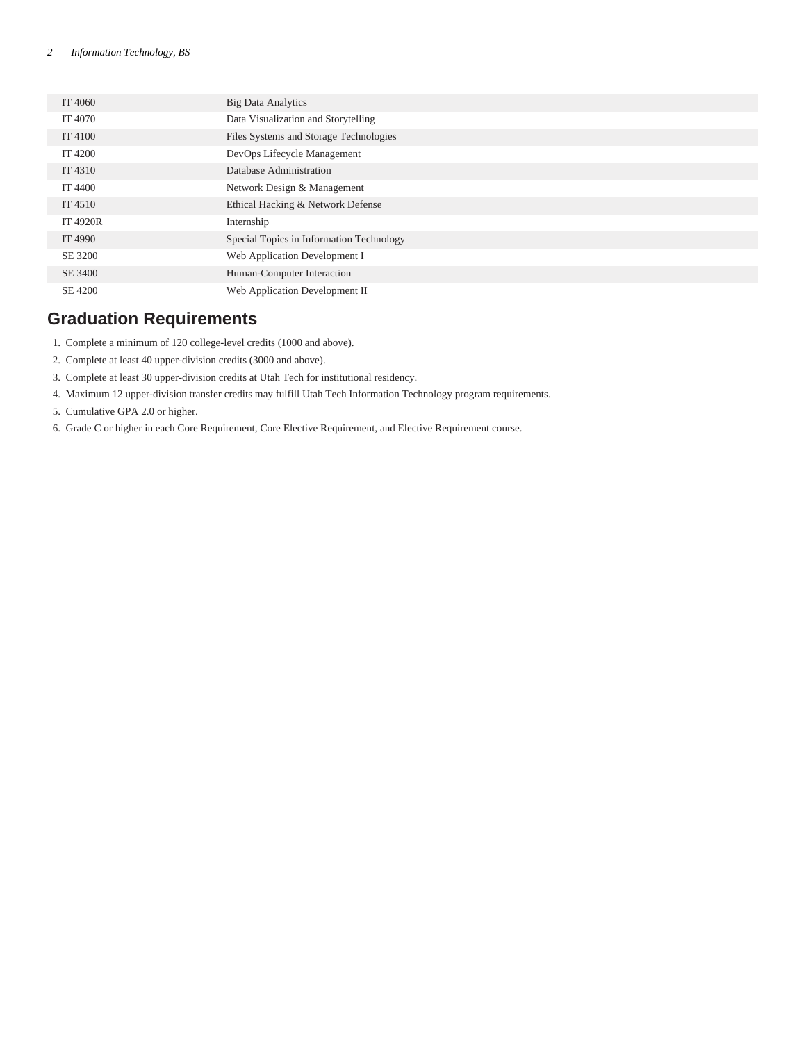| | |
|---|---|
| IT 4060 | Big Data Analytics |
| IT 4070 | Data Visualization and Storytelling |
| IT 4100 | Files Systems and Storage Technologies |
| IT 4200 | DevOps Lifecycle Management |
| IT 4310 | Database Administration |
| IT 4400 | Network Design & Management |
| IT 4510 | Ethical Hacking & Network Defense |
| IT 4920R | Internship |
| IT 4990 | Special Topics in Information Technology |
| SE 3200 | Web Application Development I |
| SE 3400 | Human-Computer Interaction |
| SE 4200 | Web Application Development II |

## Graduation Requirements

1. Complete a minimum of 120 college-level credits (1000 and above).
2. Complete at least 40 upper-division credits (3000 and above).
3. Complete at least 30 upper-division credits at Utah Tech for institutional residency.
4. Maximum 12 upper-division transfer credits may fulfill Utah Tech Information Technology program requirements.
5. Cumulative GPA 2.0 or higher.
6. Grade C or higher in each Core Requirement, Core Elective Requirement, and Elective Requirement course.